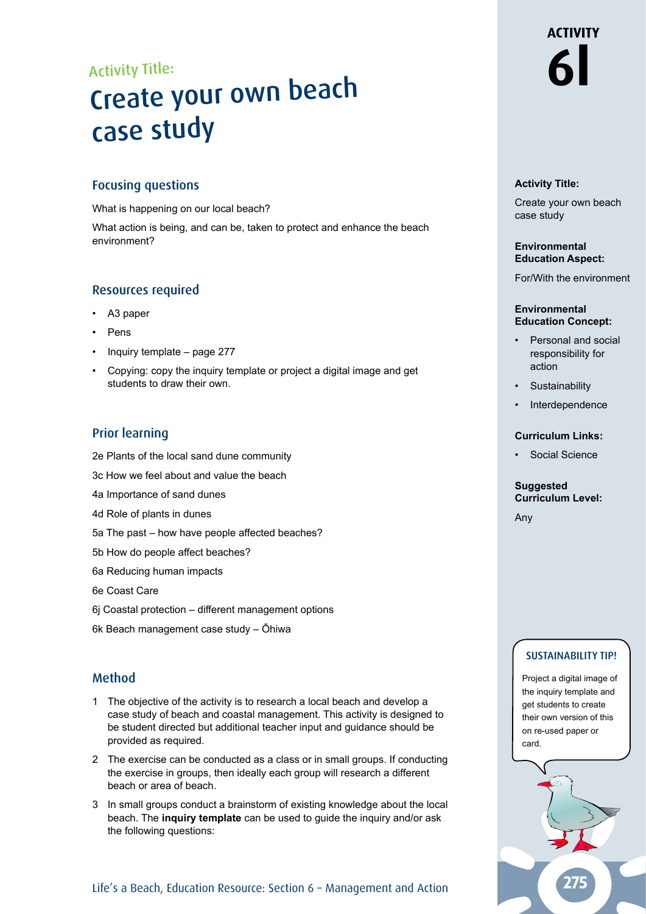Activity Title:

# Create your own beach case study

## Focusing questions

What is happening on our local beach?

What action is being, and can be, taken to protect and enhance the beach environment?

## Resources required

- A3 paper
- Pens
- Inquiry template – page 277
- Copying: copy the inquiry template or project a digital image and get students to draw their own.

## Prior learning

2e Plants of the local sand dune community

3c How we feel about and value the beach

4a Importance of sand dunes

4d Role of plants in dunes

5a The past – how have people affected beaches?

5b How do people affect beaches?

6a Reducing human impacts

6e Coast Care

6j Coastal protection – different management options

6k Beach management case study – Ōhiwa

## Method

1. The objective of the activity is to research a local beach and develop a case study of beach and coastal management. This activity is designed to be student directed but additional teacher input and guidance should be provided as required.
2. The exercise can be conducted as a class or in small groups. If conducting the exercise in groups, then ideally each group will research a different beach or area of beach.
3. In small groups conduct a brainstorm of existing knowledge about the local beach. The **inquiry template** can be used to guide the inquiry and/or ask the following questions:

**ACTIVITY 6l**

**Activity Title:**

Create your own beach case study

**Environmental Education Aspect:**

For/With the environment

**Environmental Education Concept:**

- Personal and social responsibility for action
- Sustainability
- Interdependence

**Curriculum Links:**

- Social Science

**Suggested Curriculum Level:**

Any

**SUSTAINABILITY TIP!**

Project a digital image of the inquiry template and get students to create their own version of this on re-used paper or card.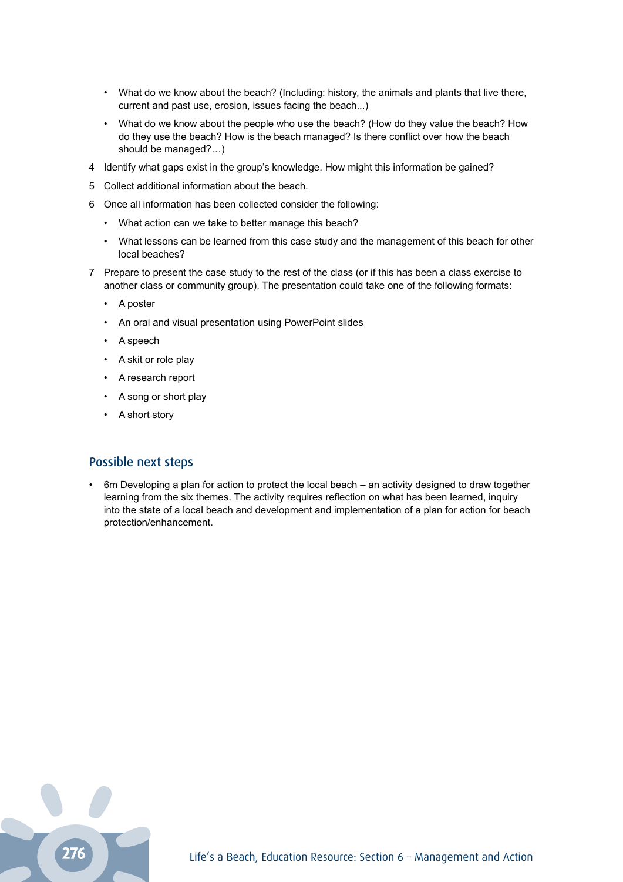- What do we know about the beach? (Including: history, the animals and plants that live there, current and past use, erosion, issues facing the beach...)
- What do we know about the people who use the beach? (How do they value the beach? How do they use the beach? How is the beach managed? Is there conflict over how the beach should be managed?…)

4 Identify what gaps exist in the group's knowledge. How might this information be gained?

5 Collect additional information about the beach.

6 Once all information has been collected consider the following:

- What action can we take to better manage this beach?
- What lessons can be learned from this case study and the management of this beach for other local beaches?

7 Prepare to present the case study to the rest of the class (or if this has been a class exercise to another class or community group). The presentation could take one of the following formats:

- A poster
- An oral and visual presentation using PowerPoint slides
- A speech
- A skit or role play
- A research report
- A song or short play
- A short story

## Possible next steps

- 6m Developing a plan for action to protect the local beach – an activity designed to draw together learning from the six themes. The activity requires reflection on what has been learned, inquiry into the state of a local beach and development and implementation of a plan for action for beach protection/enhancement.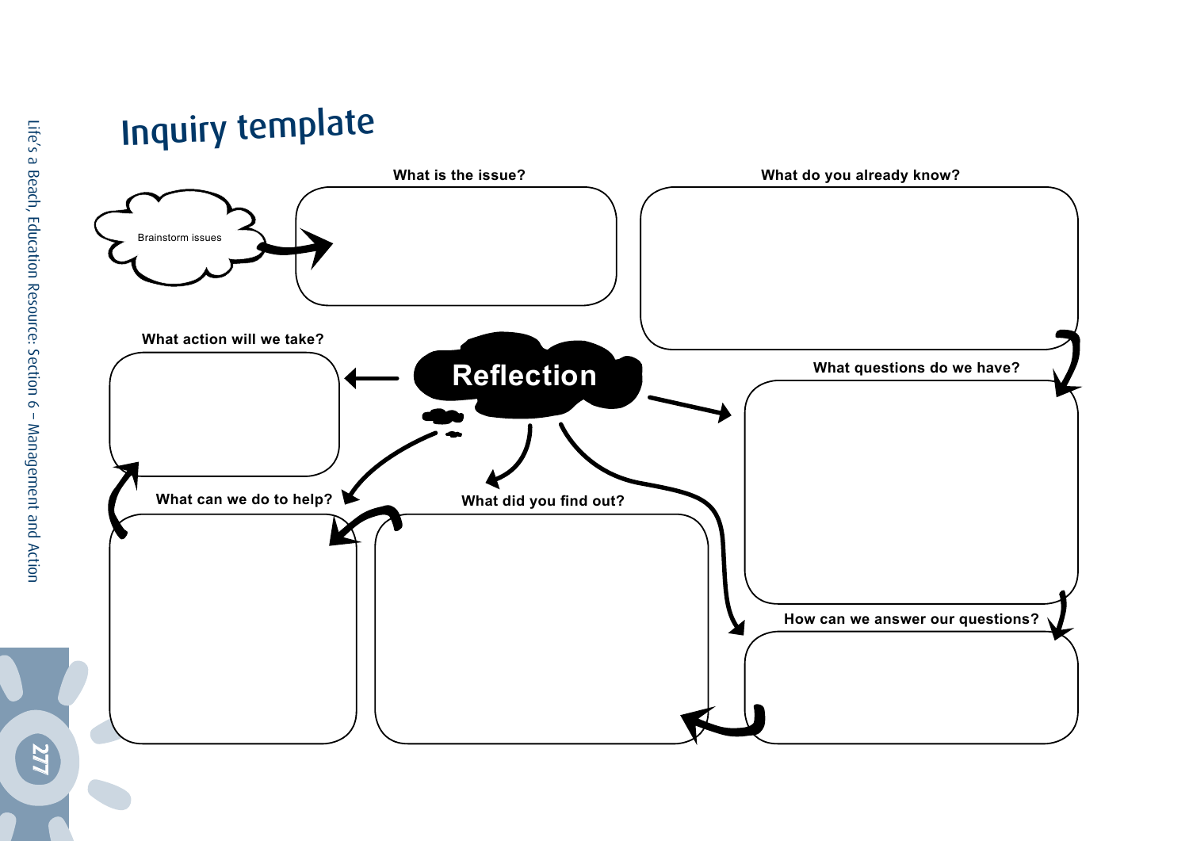# Inquiry template

Brainstorm issues

What is the issue?

What do you already know?

What questions do we have?

How can we answer our questions?

What did you find out?

What can we do to help?

What action will we take?

Reflection